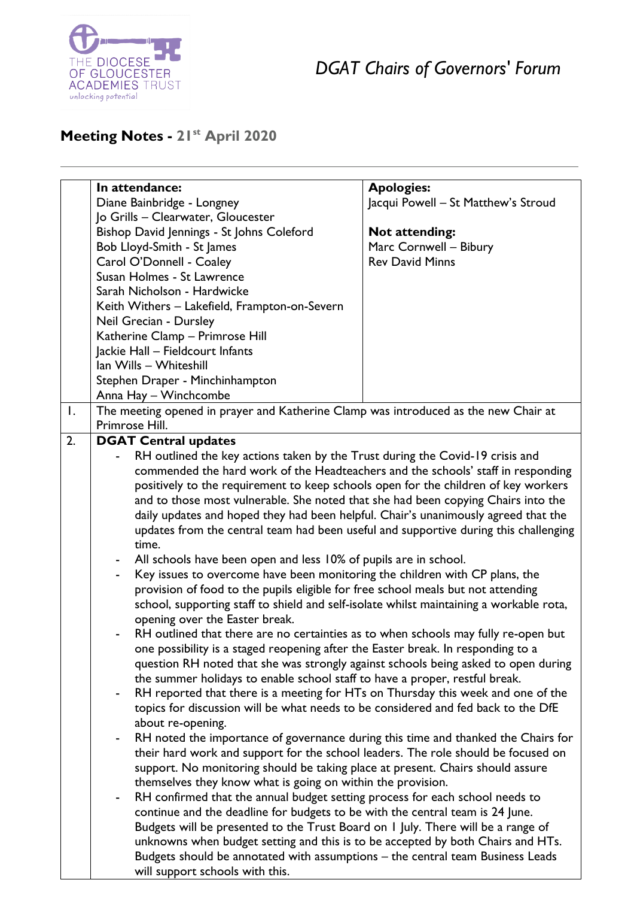# DGAT Chairs of Governors' Forum

## Meeting Notes - 21st April 2020

| | In attendance: | Apologies: |
|---|---|---|
| | Diane Bainbridge - Longney<br>Jo Grills – Clearwater, Gloucester<br>Bishop David Jennings - St Johns Coleford<br>Bob Lloyd-Smith - St James<br>Carol O'Donnell - Coaley<br>Susan Holmes - St Lawrence<br>Sarah Nicholson - Hardwicke<br>Keith Withers – Lakefield, Frampton-on-Severn<br>Neil Grecian - Dursley<br>Katherine Clamp – Primrose Hill<br>Jackie Hall – Fieldcourt Infants<br>Ian Wills – Whiteshill<br>Stephen Draper - Minchinhampton<br>Anna Hay – Winchcombe | Jacqui Powell – St Matthew's Stroud<br><br>**Not attending:**<br>Marc Cornwell – Bibury<br>Rev David Minns |
| 1. | The meeting opened in prayer and Katherine Clamp was introduced as the new Chair at Primrose Hill. | |
| 2. | **DGAT Central updates**<br>- RH outlined the key actions taken by the Trust during the Covid-19 crisis and commended the hard work of the Headteachers and the schools' staff in responding positively to the requirement to keep schools open for the children of key workers and to those most vulnerable. She noted that she had been copying Chairs into the daily updates and hoped they had been helpful. Chair's unanimously agreed that the updates from the central team had been useful and supportive during this challenging time.<br>- All schools have been open and less 10% of pupils are in school.<br>- Key issues to overcome have been monitoring the children with CP plans, the provision of food to the pupils eligible for free school meals but not attending school, supporting staff to shield and self-isolate whilst maintaining a workable rota, opening over the Easter break.<br>- RH outlined that there are no certainties as to when schools may fully re-open but one possibility is a staged reopening after the Easter break. In responding to a question RH noted that she was strongly against schools being asked to open during the summer holidays to enable school staff to have a proper, restful break.<br>- RH reported that there is a meeting for HTs on Thursday this week and one of the topics for discussion will be what needs to be considered and fed back to the DfE about re-opening.<br>- RH noted the importance of governance during this time and thanked the Chairs for their hard work and support for the school leaders. The role should be focused on support. No monitoring should be taking place at present. Chairs should assure themselves they know what is going on within the provision.<br>- RH confirmed that the annual budget setting process for each school needs to continue and the deadline for budgets to be with the central team is 24 June. Budgets will be presented to the Trust Board on 1 July. There will be a range of unknowns when budget setting and this is to be accepted by both Chairs and HTs. Budgets should be annotated with assumptions – the central team Business Leads will support schools with this. | |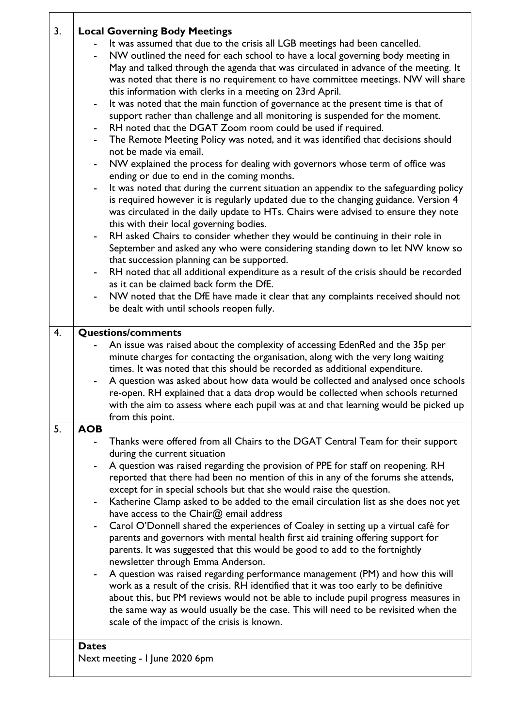| | |
|---|---|
| 3. | **Local Governing Body Meetings**<br>- It was assumed that due to the crisis all LGB meetings had been cancelled.<br>- NW outlined the need for each school to have a local governing body meeting in May and talked through the agenda that was circulated in advance of the meeting. It was noted that there is no requirement to have committee meetings. NW will share this information with clerks in a meeting on 23rd April.<br>- It was noted that the main function of governance at the present time is that of support rather than challenge and all monitoring is suspended for the moment.<br>- RH noted that the DGAT Zoom room could be used if required.<br>- The Remote Meeting Policy was noted, and it was identified that decisions should not be made via email.<br>- NW explained the process for dealing with governors whose term of office was ending or due to end in the coming months.<br>- It was noted that during the current situation an appendix to the safeguarding policy is required however it is regularly updated due to the changing guidance. Version 4 was circulated in the daily update to HTs. Chairs were advised to ensure they note this with their local governing bodies.<br>- RH asked Chairs to consider whether they would be continuing in their role in September and asked any who were considering standing down to let NW know so that succession planning can be supported.<br>- RH noted that all additional expenditure as a result of the crisis should be recorded as it can be claimed back form the DfE.<br>- NW noted that the DfE have made it clear that any complaints received should not be dealt with until schools reopen fully. |
| 4. | **Questions/comments**<br>- An issue was raised about the complexity of accessing EdenRed and the 35p per minute charges for contacting the organisation, along with the very long waiting times. It was noted that this should be recorded as additional expenditure.<br>- A question was asked about how data would be collected and analysed once schools re-open. RH explained that a data drop would be collected when schools returned with the aim to assess where each pupil was at and that learning would be picked up from this point. |
| 5. | **AOB**<br>- Thanks were offered from all Chairs to the DGAT Central Team for their support during the current situation<br>- A question was raised regarding the provision of PPE for staff on reopening. RH reported that there had been no mention of this in any of the forums she attends, except for in special schools but that she would raise the question.<br>- Katherine Clamp asked to be added to the email circulation list as she does not yet have access to the Chair@ email address<br>- Carol O'Donnell shared the experiences of Coaley in setting up a virtual café for parents and governors with mental health first aid training offering support for parents. It was suggested that this would be good to add to the fortnightly newsletter through Emma Anderson.<br>- A question was raised regarding performance management (PM) and how this will work as a result of the crisis. RH identified that it was too early to be definitive about this, but PM reviews would not be able to include pupil progress measures in the same way as would usually be the case. This will need to be revisited when the scale of the impact of the crisis is known. |
| | **Dates**<br>Next meeting - 1 June 2020 6pm |